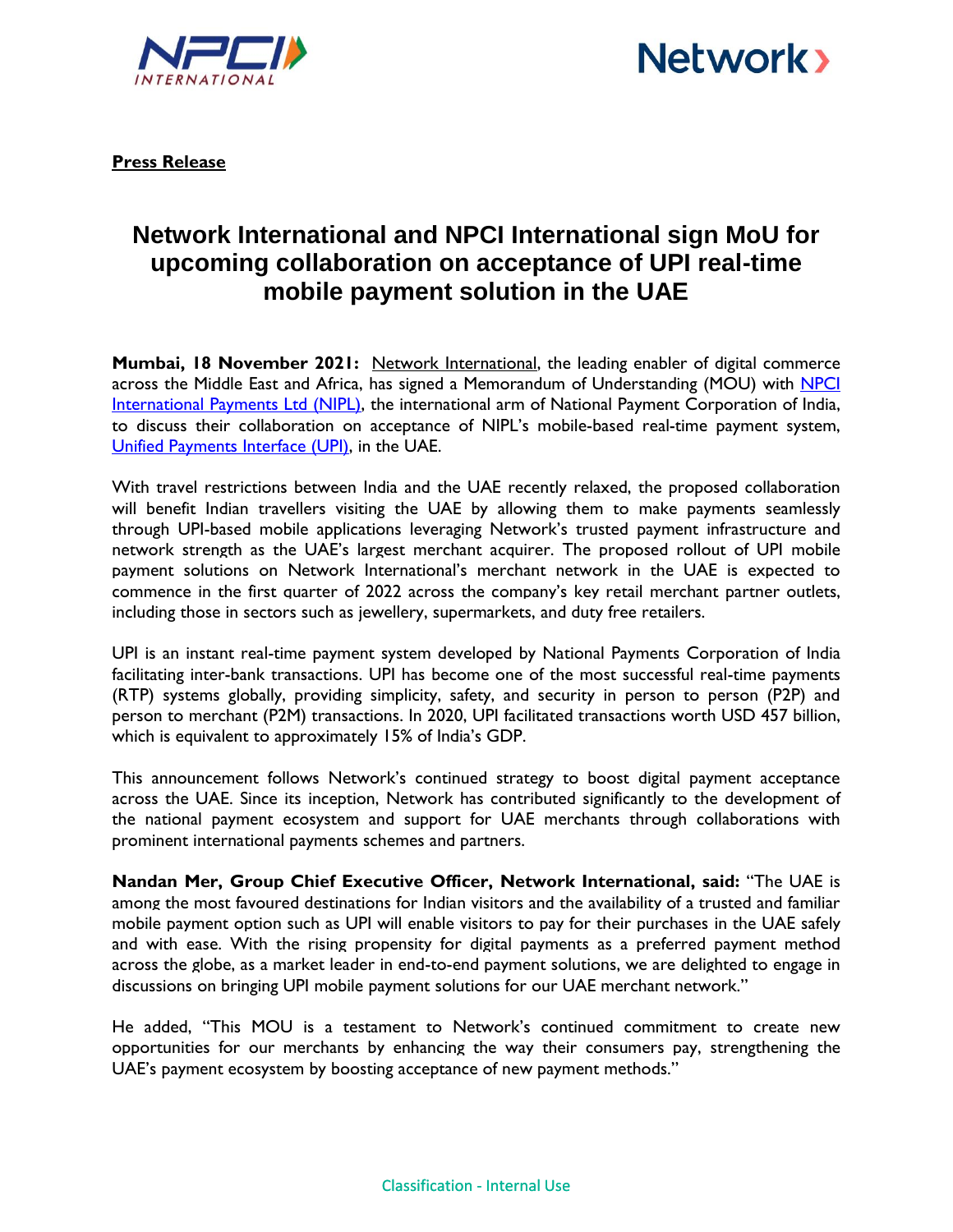**Press Release**

# Network International and NPCI International sign MoU for upcoming collaboration on acceptance of UPI real-time mobile payment solution in the UAE

**Mumbai, 18 November 2021:** Network International, the leading enabler of digital commerce across the Middle East and Africa, has signed a Memorandum of Understanding (MOU) with NPCI International Payments Ltd (NIPL), the international arm of National Payment Corporation of India, to discuss their collaboration on acceptance of NIPL's mobile-based real-time payment system, Unified Payments Interface (UPI), in the UAE.

With travel restrictions between India and the UAE recently relaxed, the proposed collaboration will benefit Indian travellers visiting the UAE by allowing them to make payments seamlessly through UPI-based mobile applications leveraging Network's trusted payment infrastructure and network strength as the UAE's largest merchant acquirer. The proposed rollout of UPI mobile payment solutions on Network International's merchant network in the UAE is expected to commence in the first quarter of 2022 across the company's key retail merchant partner outlets, including those in sectors such as jewellery, supermarkets, and duty free retailers.

UPI is an instant real-time payment system developed by National Payments Corporation of India facilitating inter-bank transactions. UPI has become one of the most successful real-time payments (RTP) systems globally, providing simplicity, safety, and security in person to person (P2P) and person to merchant (P2M) transactions. In 2020, UPI facilitated transactions worth USD 457 billion, which is equivalent to approximately 15% of India's GDP.

This announcement follows Network's continued strategy to boost digital payment acceptance across the UAE. Since its inception, Network has contributed significantly to the development of the national payment ecosystem and support for UAE merchants through collaborations with prominent international payments schemes and partners.

**Nandan Mer, Group Chief Executive Officer, Network International, said:** "The UAE is among the most favoured destinations for Indian visitors and the availability of a trusted and familiar mobile payment option such as UPI will enable visitors to pay for their purchases in the UAE safely and with ease. With the rising propensity for digital payments as a preferred payment method across the globe, as a market leader in end-to-end payment solutions, we are delighted to engage in discussions on bringing UPI mobile payment solutions for our UAE merchant network."

He added, "This MOU is a testament to Network's continued commitment to create new opportunities for our merchants by enhancing the way their consumers pay, strengthening the UAE's payment ecosystem by boosting acceptance of new payment methods."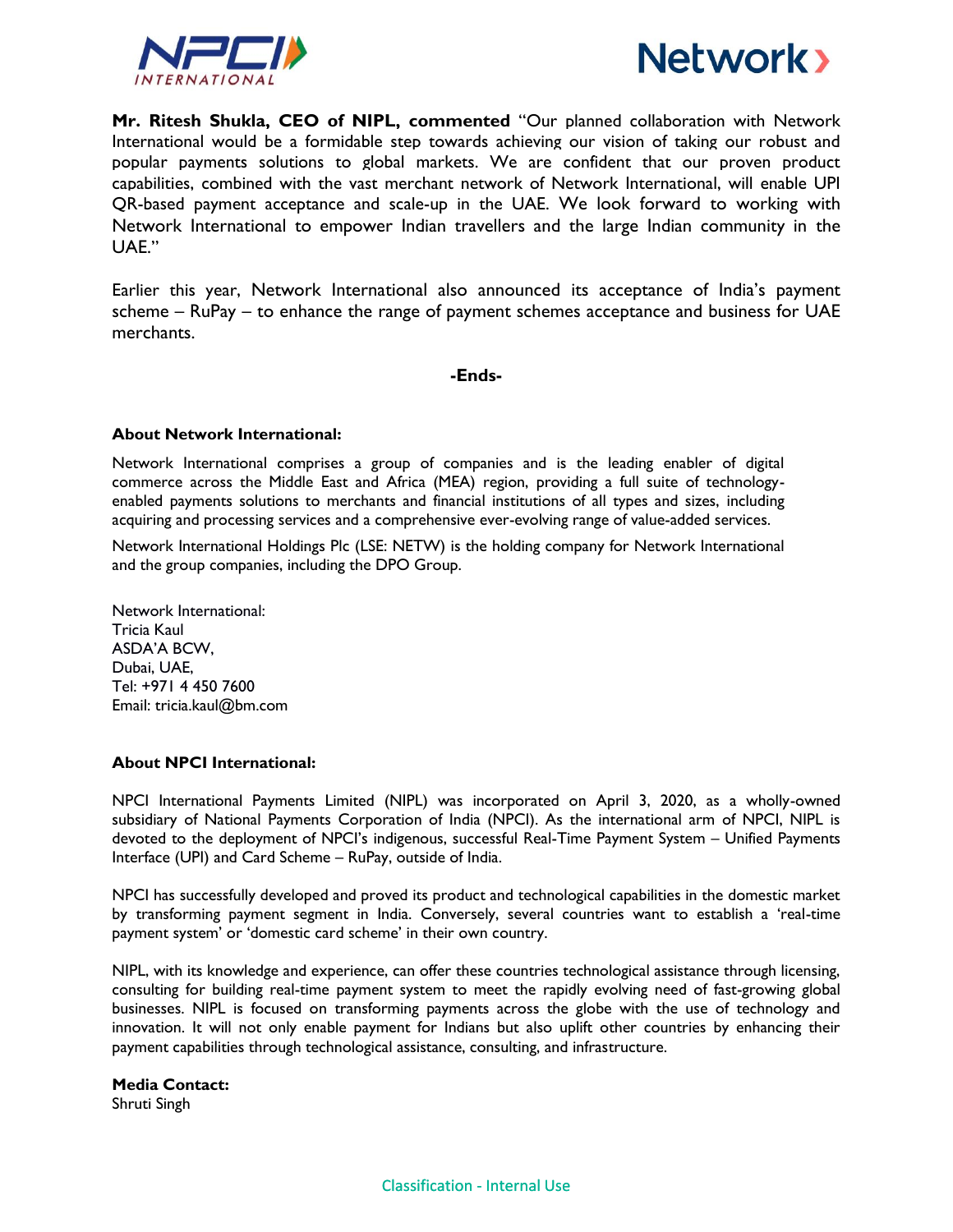**Mr. Ritesh Shukla, CEO of NIPL, commented** "Our planned collaboration with Network International would be a formidable step towards achieving our vision of taking our robust and popular payments solutions to global markets. We are confident that our proven product capabilities, combined with the vast merchant network of Network International, will enable UPI QR-based payment acceptance and scale-up in the UAE. We look forward to working with Network International to empower Indian travellers and the large Indian community in the UAE."

Earlier this year, Network International also announced its acceptance of India's payment scheme – RuPay – to enhance the range of payment schemes acceptance and business for UAE merchants.

**-Ends-**

**About Network International:**

Network International comprises a group of companies and is the leading enabler of digital commerce across the Middle East and Africa (MEA) region, providing a full suite of technology-enabled payments solutions to merchants and financial institutions of all types and sizes, including acquiring and processing services and a comprehensive ever-evolving range of value-added services.

Network International Holdings Plc (LSE: NETW) is the holding company for Network International and the group companies, including the DPO Group.

Network International:
Tricia Kaul
ASDA'A BCW,
Dubai, UAE,
Tel: +971 4 450 7600
Email: tricia.kaul@bm.com

**About NPCI International:**

NPCI International Payments Limited (NIPL) was incorporated on April 3, 2020, as a wholly-owned subsidiary of National Payments Corporation of India (NPCI). As the international arm of NPCI, NIPL is devoted to the deployment of NPCI's indigenous, successful Real-Time Payment System – Unified Payments Interface (UPI) and Card Scheme – RuPay, outside of India.

NPCI has successfully developed and proved its product and technological capabilities in the domestic market by transforming payment segment in India. Conversely, several countries want to establish a 'real-time payment system' or 'domestic card scheme' in their own country.

NIPL, with its knowledge and experience, can offer these countries technological assistance through licensing, consulting for building real-time payment system to meet the rapidly evolving need of fast-growing global businesses. NIPL is focused on transforming payments across the globe with the use of technology and innovation. It will not only enable payment for Indians but also uplift other countries by enhancing their payment capabilities through technological assistance, consulting, and infrastructure.

**Media Contact:**
Shruti Singh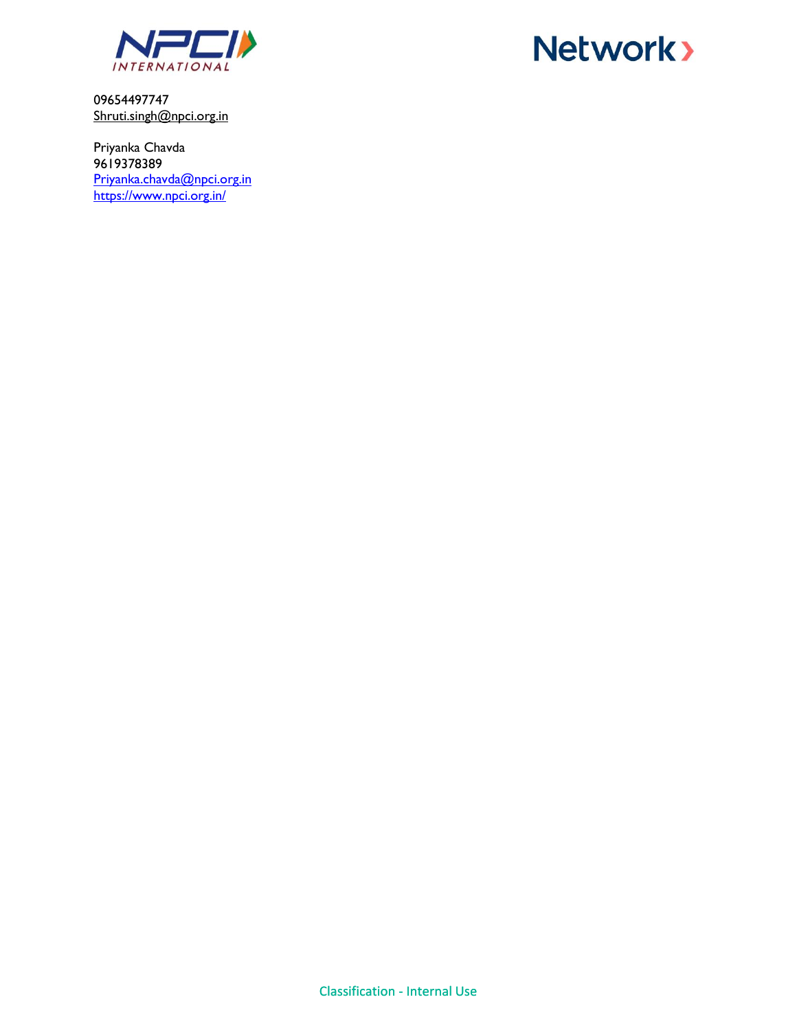09654497747
Shruti.singh@npci.org.in

Priyanka Chavda
9619378389
Priyanka.chavda@npci.org.in
https://www.npci.org.in/

Classification - Internal Use